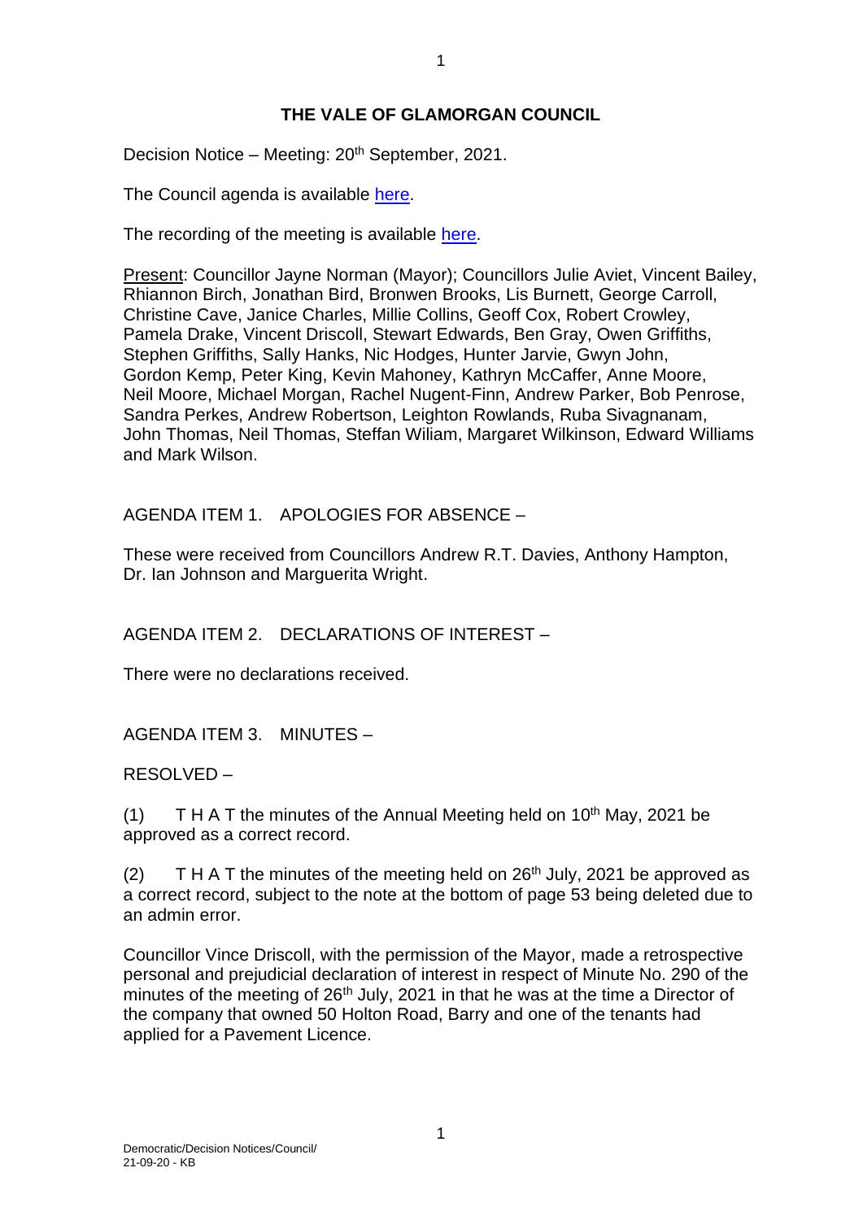# THE VALE OF GLAMORGAN COUNCIL

Decision Notice – Meeting: 20th September, 2021.

The Council agenda is available [here](here).

The recording of the meeting is available [here](here).

Present: Councillor Jayne Norman (Mayor); Councillors Julie Aviet, Vincent Bailey, Rhiannon Birch, Jonathan Bird, Bronwen Brooks, Lis Burnett, George Carroll, Christine Cave, Janice Charles, Millie Collins, Geoff Cox, Robert Crowley, Pamela Drake, Vincent Driscoll, Stewart Edwards, Ben Gray, Owen Griffiths, Stephen Griffiths, Sally Hanks, Nic Hodges, Hunter Jarvie, Gwyn John, Gordon Kemp, Peter King, Kevin Mahoney, Kathryn McCaffer, Anne Moore, Neil Moore, Michael Morgan, Rachel Nugent-Finn, Andrew Parker, Bob Penrose, Sandra Perkes, Andrew Robertson, Leighton Rowlands, Ruba Sivagnanam, John Thomas, Neil Thomas, Steffan Wiliam, Margaret Wilkinson, Edward Williams and Mark Wilson.

AGENDA ITEM 1. APOLOGIES FOR ABSENCE –

These were received from Councillors Andrew R.T. Davies, Anthony Hampton, Dr. Ian Johnson and Marguerita Wright.

AGENDA ITEM 2. DECLARATIONS OF INTEREST –

There were no declarations received.

AGENDA ITEM 3. MINUTES –

RESOLVED –

(1) T H A T the minutes of the Annual Meeting held on 10th May, 2021 be approved as a correct record.

(2) T H A T the minutes of the meeting held on 26th July, 2021 be approved as a correct record, subject to the note at the bottom of page 53 being deleted due to an admin error.

Councillor Vince Driscoll, with the permission of the Mayor, made a retrospective personal and prejudicial declaration of interest in respect of Minute No. 290 of the minutes of the meeting of 26th July, 2021 in that he was at the time a Director of the company that owned 50 Holton Road, Barry and one of the tenants had applied for a Pavement Licence.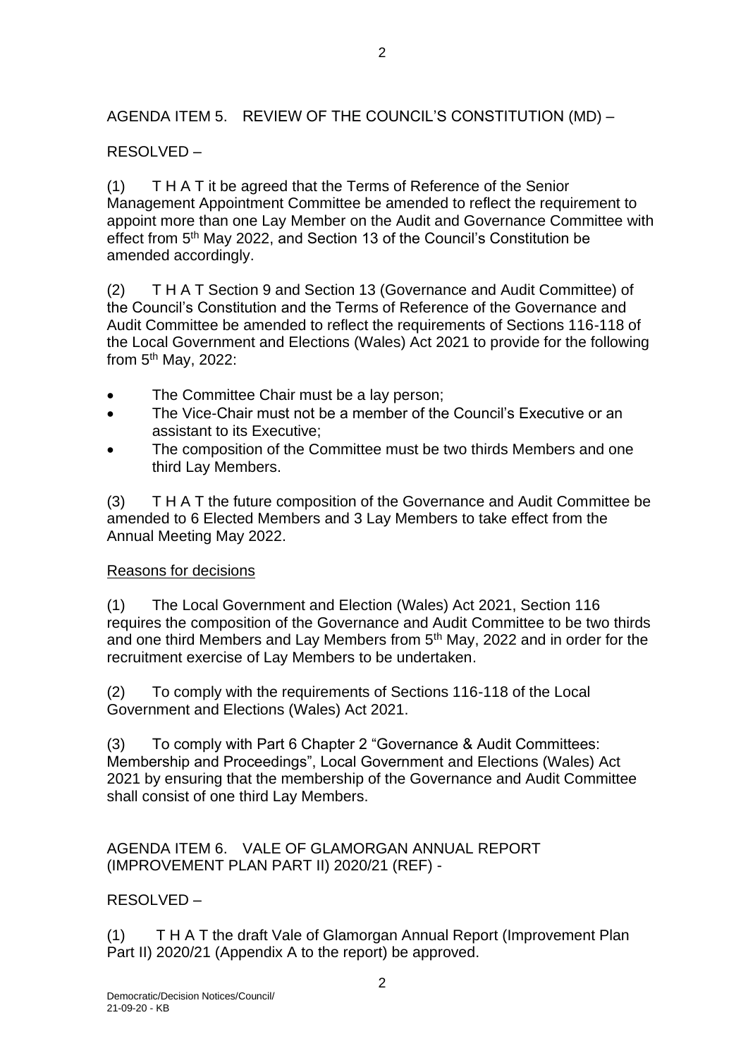AGENDA ITEM 5. REVIEW OF THE COUNCIL'S CONSTITUTION (MD) –

RESOLVED –

(1) T H A T it be agreed that the Terms of Reference of the Senior Management Appointment Committee be amended to reflect the requirement to appoint more than one Lay Member on the Audit and Governance Committee with effect from 5th May 2022, and Section 13 of the Council's Constitution be amended accordingly.

(2) T H A T Section 9 and Section 13 (Governance and Audit Committee) of the Council's Constitution and the Terms of Reference of the Governance and Audit Committee be amended to reflect the requirements of Sections 116-118 of the Local Government and Elections (Wales) Act 2021 to provide for the following from 5th May, 2022:

- The Committee Chair must be a lay person;
- The Vice-Chair must not be a member of the Council's Executive or an assistant to its Executive;
- The composition of the Committee must be two thirds Members and one third Lay Members.

(3) T H A T the future composition of the Governance and Audit Committee be amended to 6 Elected Members and 3 Lay Members to take effect from the Annual Meeting May 2022.

Reasons for decisions

(1) The Local Government and Election (Wales) Act 2021, Section 116 requires the composition of the Governance and Audit Committee to be two thirds and one third Members and Lay Members from 5th May, 2022 and in order for the recruitment exercise of Lay Members to be undertaken.

(2) To comply with the requirements of Sections 116-118 of the Local Government and Elections (Wales) Act 2021.

(3) To comply with Part 6 Chapter 2 "Governance & Audit Committees: Membership and Proceedings", Local Government and Elections (Wales) Act 2021 by ensuring that the membership of the Governance and Audit Committee shall consist of one third Lay Members.

AGENDA ITEM 6. VALE OF GLAMORGAN ANNUAL REPORT (IMPROVEMENT PLAN PART II) 2020/21 (REF) -

RESOLVED –

(1) T H A T the draft Vale of Glamorgan Annual Report (Improvement Plan Part II) 2020/21 (Appendix A to the report) be approved.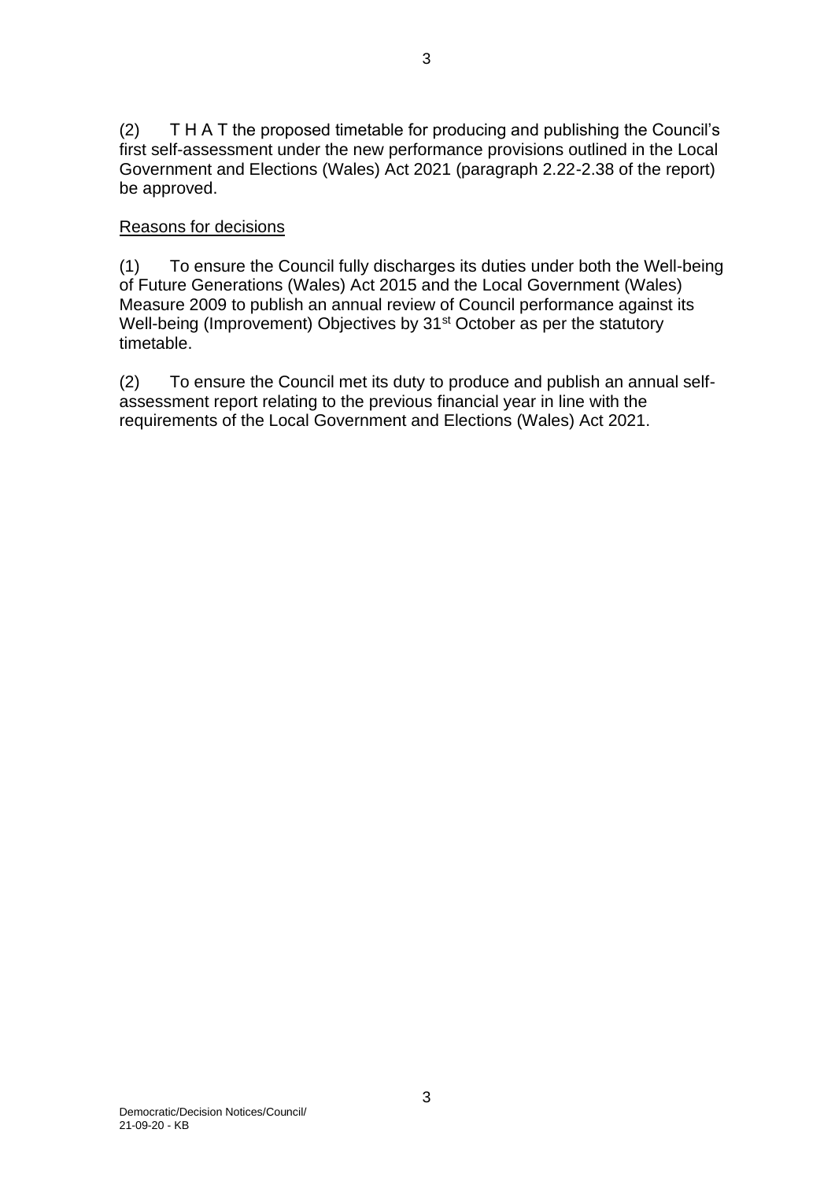(2) T H A T the proposed timetable for producing and publishing the Council's first self-assessment under the new performance provisions outlined in the Local Government and Elections (Wales) Act 2021 (paragraph 2.22-2.38 of the report) be approved.

<u>Reasons for decisions</u>

(1) To ensure the Council fully discharges its duties under both the Well-being of Future Generations (Wales) Act 2015 and the Local Government (Wales) Measure 2009 to publish an annual review of Council performance against its Well-being (Improvement) Objectives by 31st October as per the statutory timetable.

(2) To ensure the Council met its duty to produce and publish an annual self-assessment report relating to the previous financial year in line with the requirements of the Local Government and Elections (Wales) Act 2021.